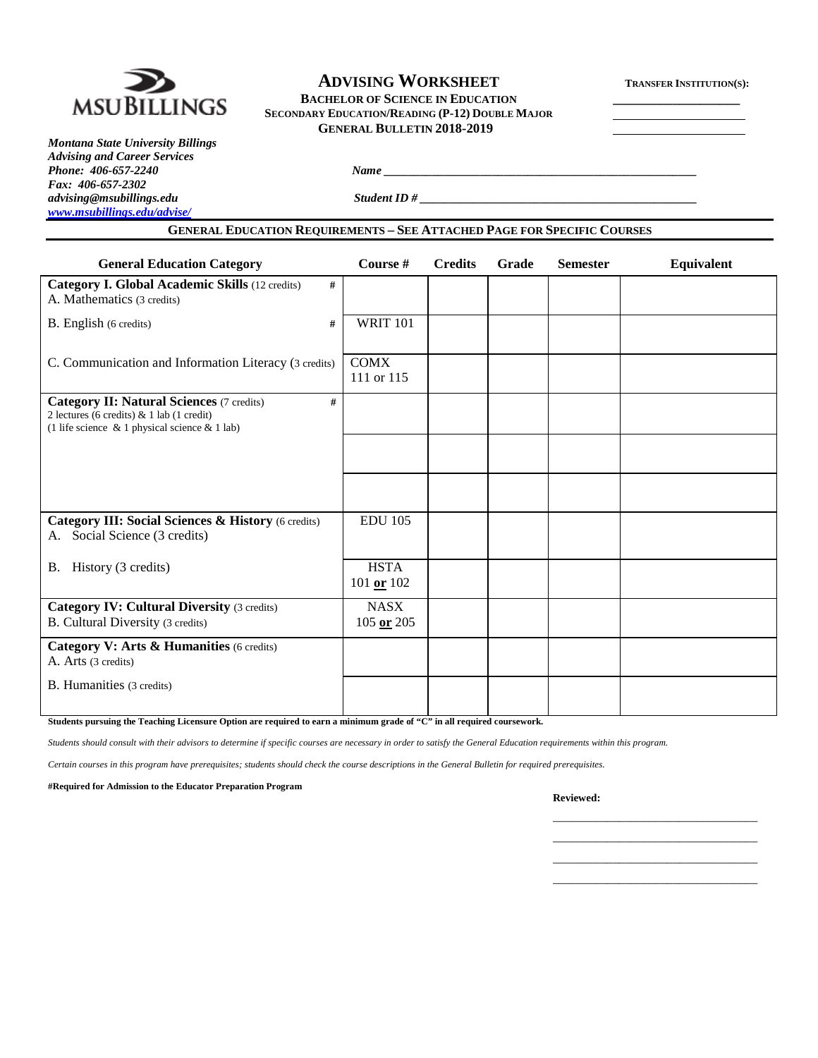MSU BILLINGS

# ADVISING WORKSHEET

**BACHELOR OF SCIENCE IN EDUCATION**
**SECONDARY EDUCATION/READING (P-12) DOUBLE MAJOR**
**GENERAL BULLETIN 2018-2019**

**TRANSFER INSTITUTION(S):** ____________________

*Montana State University Billings*
*Advising and Career Services*
*Phone: 406-657-2240*
*Fax: 406-657-2302*
*advising@msubillings.edu*
*www.msubillings.edu/advise/*

*Name* ____________________________________________

*Student ID #* ____________________________________________

## GENERAL EDUCATION REQUIREMENTS – SEE ATTACHED PAGE FOR SPECIFIC COURSES

| General Education Category | Course # | Credits | Grade | Semester | Equivalent |
|---|---|---|---|---|---|
| **Category I. Global Academic Skills** (12 credits) # <br> A. Mathematics (3 credits) | | | | | |
| B. English (6 credits) # | WRIT 101 | | | | |
| C. Communication and Information Literacy (3 credits) | COMX 111 or 115 | | | | |
| **Category II: Natural Sciences** (7 credits) # <br> 2 lectures (6 credits) & 1 lab (1 credit) <br> (1 life science & 1 physical science & 1 lab) | | | | | |
| | | | | | |
| | | | | | |
| **Category III: Social Sciences & History** (6 credits) <br> A. Social Science (3 credits) | EDU 105 | | | | |
| B. History (3 credits) | HSTA 101 **or** 102 | | | | |
| **Category IV: Cultural Diversity** (3 credits) <br> B. Cultural Diversity (3 credits) | NASX 105 **or** 205 | | | | |
| **Category V: Arts & Humanities** (6 credits) <br> A. Arts (3 credits) | | | | | |
| B. Humanities (3 credits) | | | | | |

**Students pursuing the Teaching Licensure Option are required to earn a minimum grade of "C" in all required coursework.**

*Students should consult with their advisors to determine if specific courses are necessary in order to satisfy the General Education requirements within this program.*

*Certain courses in this program have prerequisites; students should check the course descriptions in the General Bulletin for required prerequisites.*

**#Required for Admission to the Educator Preparation Program**

**Reviewed:**

____________________________________

____________________________________

____________________________________

____________________________________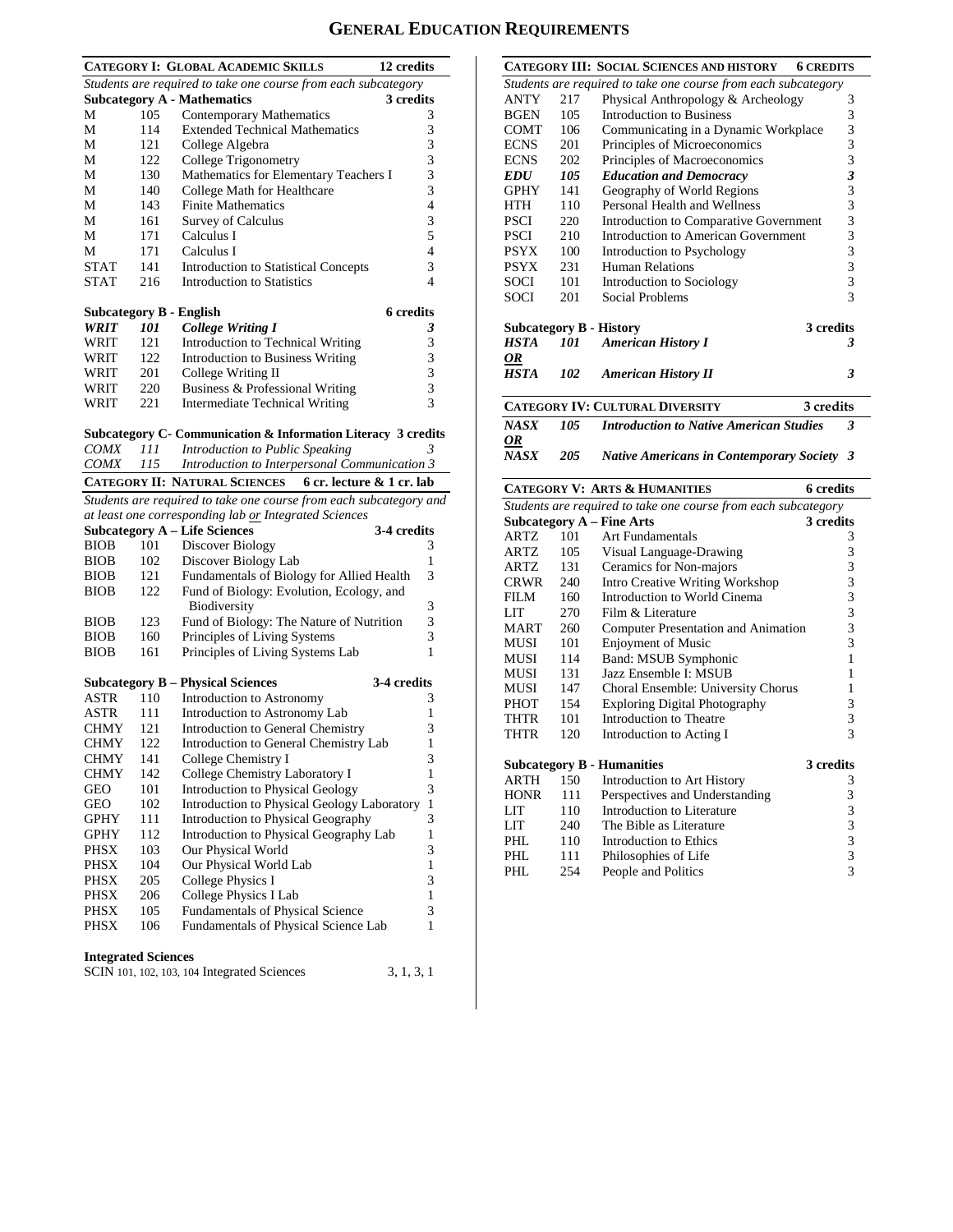# GENERAL EDUCATION REQUIREMENTS

## CATEGORY I: GLOBAL ACADEMIC SKILLS — 12 credits

*Students are required to take one course from each subcategory*

### Subcategory A - Mathematics — 3 credits

| | | | |
|---|---|---|---|
| M | 105 | Contemporary Mathematics | 3 |
| M | 114 | Extended Technical Mathematics | 3 |
| M | 121 | College Algebra | 3 |
| M | 122 | College Trigonometry | 3 |
| M | 130 | Mathematics for Elementary Teachers I | 3 |
| M | 140 | College Math for Healthcare | 3 |
| M | 143 | Finite Mathematics | 4 |
| M | 161 | Survey of Calculus | 3 |
| M | 171 | Calculus I | 5 |
| M | 171 | Calculus I | 4 |
| STAT | 141 | Introduction to Statistical Concepts | 3 |
| STAT | 216 | Introduction to Statistics | 4 |

### Subcategory B - English — 6 credits

| | | | |
|---|---|---|---|
| ***WRIT*** | ***101*** | ***College Writing I*** | ***3*** |
| WRIT | 121 | Introduction to Technical Writing | 3 |
| WRIT | 122 | Introduction to Business Writing | 3 |
| WRIT | 201 | College Writing II | 3 |
| WRIT | 220 | Business & Professional Writing | 3 |
| WRIT | 221 | Intermediate Technical Writing | 3 |

### Subcategory C- Communication & Information Literacy — 3 credits

| | | | |
|---|---|---|---|
| *COMX* | *111* | *Introduction to Public Speaking* | *3* |
| *COMX* | *115* | *Introduction to Interpersonal Communication* | *3* |

## CATEGORY II: NATURAL SCIENCES — 6 cr. lecture & 1 cr. lab

*Students are required to take one course from each subcategory and at least one corresponding lab or Integrated Sciences*

### Subcategory A – Life Sciences — 3-4 credits

| | | | |
|---|---|---|---|
| BIOB | 101 | Discover Biology | 3 |
| BIOB | 102 | Discover Biology Lab | 1 |
| BIOB | 121 | Fundamentals of Biology for Allied Health | 3 |
| BIOB | 122 | Fund of Biology: Evolution, Ecology, and Biodiversity | 3 |
| BIOB | 123 | Fund of Biology: The Nature of Nutrition | 3 |
| BIOB | 160 | Principles of Living Systems | 3 |
| BIOB | 161 | Principles of Living Systems Lab | 1 |

### Subcategory B – Physical Sciences — 3-4 credits

| | | | |
|---|---|---|---|
| ASTR | 110 | Introduction to Astronomy | 3 |
| ASTR | 111 | Introduction to Astronomy Lab | 1 |
| CHMY | 121 | Introduction to General Chemistry | 3 |
| CHMY | 122 | Introduction to General Chemistry Lab | 1 |
| CHMY | 141 | College Chemistry I | 3 |
| CHMY | 142 | College Chemistry Laboratory I | 1 |
| GEO | 101 | Introduction to Physical Geology | 3 |
| GEO | 102 | Introduction to Physical Geology Laboratory | 1 |
| GPHY | 111 | Introduction to Physical Geography | 3 |
| GPHY | 112 | Introduction to Physical Geography Lab | 1 |
| PHSX | 103 | Our Physical World | 3 |
| PHSX | 104 | Our Physical World Lab | 1 |
| PHSX | 205 | College Physics I | 3 |
| PHSX | 206 | College Physics I Lab | 1 |
| PHSX | 105 | Fundamentals of Physical Science | 3 |
| PHSX | 106 | Fundamentals of Physical Science Lab | 1 |

### Integrated Sciences

SCIN 101, 102, 103, 104 Integrated Sciences — 3, 1, 3, 1

## CATEGORY III: SOCIAL SCIENCES AND HISTORY — 6 CREDITS

*Students are required to take one course from each subcategory*

| | | | |
|---|---|---|---|
| ANTY | 217 | Physical Anthropology & Archeology | 3 |
| BGEN | 105 | Introduction to Business | 3 |
| COMT | 106 | Communicating in a Dynamic Workplace | 3 |
| ECNS | 201 | Principles of Microeconomics | 3 |
| ECNS | 202 | Principles of Macroeconomics | 3 |
| ***EDU*** | ***105*** | ***Education and Democracy*** | ***3*** |
| GPHY | 141 | Geography of World Regions | 3 |
| HTH | 110 | Personal Health and Wellness | 3 |
| PSCI | 220 | Introduction to Comparative Government | 3 |
| PSCI | 210 | Introduction to American Government | 3 |
| PSYX | 100 | Introduction to Psychology | 3 |
| PSYX | 231 | Human Relations | 3 |
| SOCI | 101 | Introduction to Sociology | 3 |
| SOCI | 201 | Social Problems | 3 |

### Subcategory B - History — 3 credits

| | | | |
|---|---|---|---|
| ***HSTA*** | ***101*** | ***American History I*** | ***3*** |
| ***OR*** | | | |
| ***HSTA*** | ***102*** | ***American History II*** | ***3*** |

## CATEGORY IV: CULTURAL DIVERSITY — 3 credits

| | | | |
|---|---|---|---|
| ***NASX*** | ***105*** | ***Introduction to Native American Studies*** | ***3*** |
| ***OR*** | | | |
| ***NASX*** | ***205*** | ***Native Americans in Contemporary Society*** | ***3*** |

## CATEGORY V: ARTS & HUMANITIES — 6 credits

*Students are required to take one course from each subcategory*

### Subcategory A – Fine Arts — 3 credits

| | | | |
|---|---|---|---|
| ARTZ | 101 | Art Fundamentals | 3 |
| ARTZ | 105 | Visual Language-Drawing | 3 |
| ARTZ | 131 | Ceramics for Non-majors | 3 |
| CRWR | 240 | Intro Creative Writing Workshop | 3 |
| FILM | 160 | Introduction to World Cinema | 3 |
| LIT | 270 | Film & Literature | 3 |
| MART | 260 | Computer Presentation and Animation | 3 |
| MUSI | 101 | Enjoyment of Music | 3 |
| MUSI | 114 | Band: MSUB Symphonic | 1 |
| MUSI | 131 | Jazz Ensemble I: MSUB | 1 |
| MUSI | 147 | Choral Ensemble: University Chorus | 1 |
| PHOT | 154 | Exploring Digital Photography | 3 |
| THTR | 101 | Introduction to Theatre | 3 |
| THTR | 120 | Introduction to Acting I | 3 |

### Subcategory B - Humanities — 3 credits

| | | | |
|---|---|---|---|
| ARTH | 150 | Introduction to Art History | 3 |
| HONR | 111 | Perspectives and Understanding | 3 |
| LIT | 110 | Introduction to Literature | 3 |
| LIT | 240 | The Bible as Literature | 3 |
| PHL | 110 | Introduction to Ethics | 3 |
| PHL | 111 | Philosophies of Life | 3 |
| PHL | 254 | People and Politics | 3 |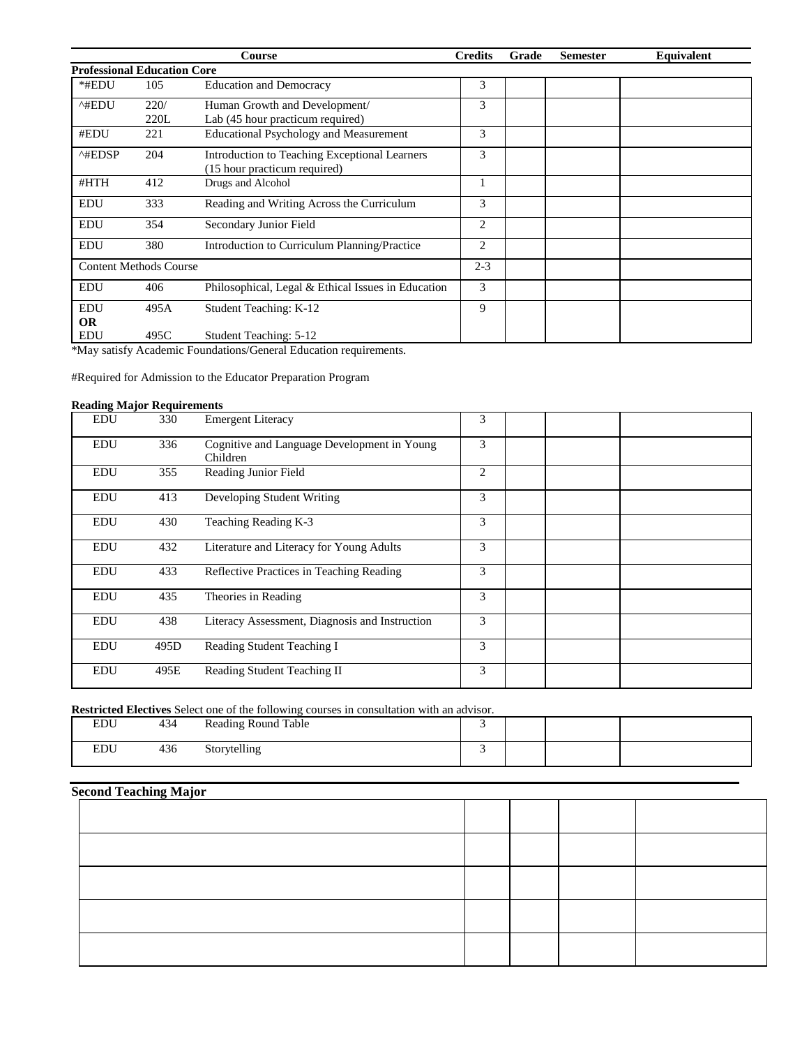| Course | | | Credits | Grade | Semester | Equivalent |
|---|---|---|---|---|---|---|
| **Professional Education Core** | | | | | | |
| *#EDU | 105 | Education and Democracy | 3 | | | |
| ^#EDU | 220/ 220L | Human Growth and Development/ Lab (45 hour practicum required) | 3 | | | |
| #EDU | 221 | Educational Psychology and Measurement | 3 | | | |
| ^#EDSP | 204 | Introduction to Teaching Exceptional Learners (15 hour practicum required) | 3 | | | |
| #HTH | 412 | Drugs and Alcohol | 1 | | | |
| EDU | 333 | Reading and Writing Across the Curriculum | 3 | | | |
| EDU | 354 | Secondary Junior Field | 2 | | | |
| EDU | 380 | Introduction to Curriculum Planning/Practice | 2 | | | |
| Content Methods Course | | | 2-3 | | | |
| EDU | 406 | Philosophical, Legal & Ethical Issues in Education | 3 | | | |
| EDU **OR** EDU | 495A 495C | Student Teaching: K-12 Student Teaching: 5-12 | 9 | | | |

*May satisfy Academic Foundations/General Education requirements.

#Required for Admission to the Educator Preparation Program

**Reading Major Requirements**

| | | | | | | |
|---|---|---|---|---|---|---|
| EDU | 330 | Emergent Literacy | 3 | | | |
| EDU | 336 | Cognitive and Language Development in Young Children | 3 | | | |
| EDU | 355 | Reading Junior Field | 2 | | | |
| EDU | 413 | Developing Student Writing | 3 | | | |
| EDU | 430 | Teaching Reading K-3 | 3 | | | |
| EDU | 432 | Literature and Literacy for Young Adults | 3 | | | |
| EDU | 433 | Reflective Practices in Teaching Reading | 3 | | | |
| EDU | 435 | Theories in Reading | 3 | | | |
| EDU | 438 | Literacy Assessment, Diagnosis and Instruction | 3 | | | |
| EDU | 495D | Reading Student Teaching I | 3 | | | |
| EDU | 495E | Reading Student Teaching II | 3 | | | |

**Restricted Electives** Select one of the following courses in consultation with an advisor.

| | | | | | | |
|---|---|---|---|---|---|---|
| EDU | 434 | Reading Round Table | 3 | | | |
| EDU | 436 | Storytelling | 3 | | | |

**Second Teaching Major**

| | | | | |
|---|---|---|---|---|
| | | | | |
| | | | | |
| | | | | |
| | | | | |
| | | | | |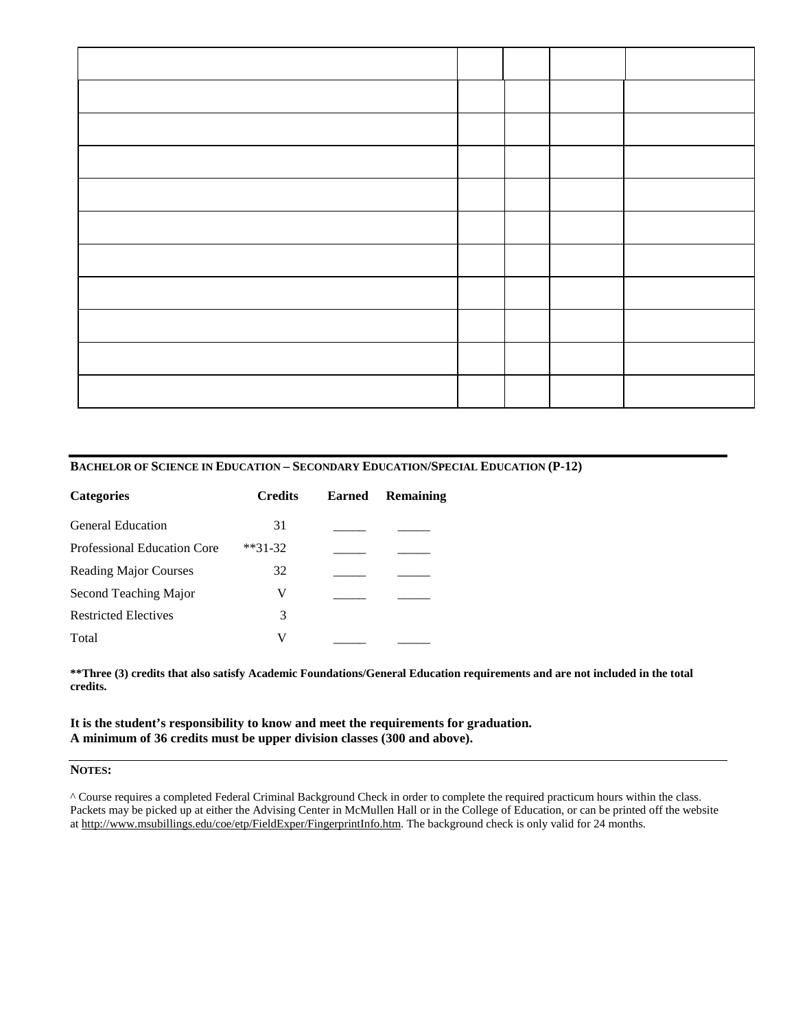| | | | | |
|---|---|---|---|---|
| | | | | |
| | | | | |
| | | | | |
| | | | | |
| | | | | |
| | | | | |
| | | | | |
| | | | | |
| | | | | |
| | | | | |
| | | | | |

**BACHELOR OF SCIENCE IN EDUCATION – SECONDARY EDUCATION/SPECIAL EDUCATION (P-12)**

| **Categories** | **Credits** | **Earned** | **Remaining** |
|---|---|---|---|
| General Education | 31 | _____ | _____ |
| Professional Education Core | **31-32 | _____ | _____ |
| Reading Major Courses | 32 | _____ | _____ |
| Second Teaching Major | V | _____ | _____ |
| Restricted Electives | 3 | | |
| Total | V | _____ | _____ |

****Three (3) credits that also satisfy Academic Foundations/General Education requirements and are not included in the total credits.**

**It is the student's responsibility to know and meet the requirements for graduation.**
**A minimum of 36 credits must be upper division classes (300 and above).**

**NOTES:**

^ Course requires a completed Federal Criminal Background Check in order to complete the required practicum hours within the class. Packets may be picked up at either the Advising Center in McMullen Hall or in the College of Education, or can be printed off the website at http://www.msubillings.edu/coe/etp/FieldExper/FingerprintInfo.htm. The background check is only valid for 24 months.